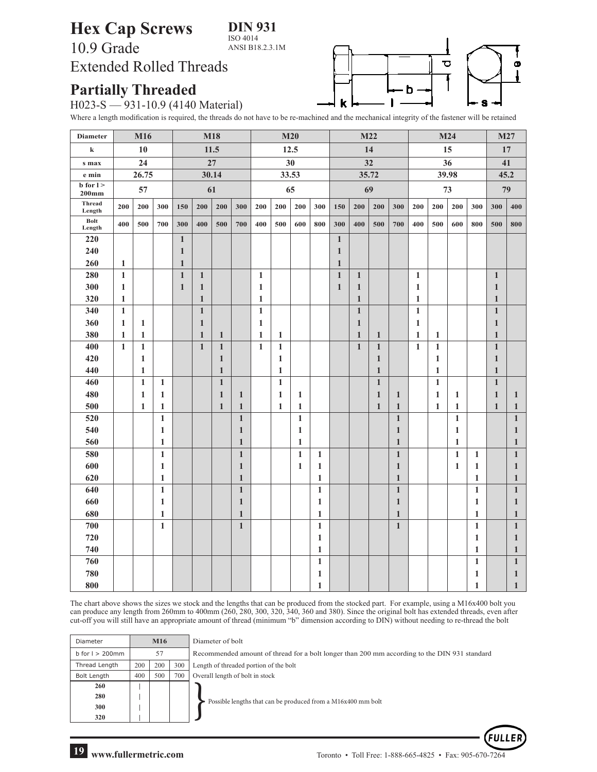# Hex Cap Screws

**DIN 931**
ISO 4014
ANSI B18.2.3.1M

10.9 Grade
Extended Rolled Threads

## Partially Threaded

H023-S — 931-10.9 (4140 Material)

Where a length modification is required, the threads do not have to be re-machined and the mechanical integrity of the fastener will be retained

| Diameter | M16 | | | M18 | | | | M20 | | | | M22 | | | | M24 | | | | M27 | |
|---|---|---|---|---|---|---|---|---|---|---|---|---|---|---|---|---|---|---|---|---|---|
| k | 10 | | | 11.5 | | | | 12.5 | | | | 14 | | | | 15 | | | | 17 | |
| s max | 24 | | | 27 | | | | 30 | | | | 32 | | | | 36 | | | | 41 | |
| e min | 26.75 | | | 30.14 | | | | 33.53 | | | | 35.72 | | | | 39.98 | | | | 45.2 | |
| b for l > 200mm | 57 | | | 61 | | | | 65 | | | | 69 | | | | 73 | | | | 79 | |
| Thread Length | 200 | 200 | 300 | 150 | 200 | 200 | 300 | 200 | 200 | 200 | 300 | 150 | 200 | 200 | 300 | 200 | 200 | 200 | 300 | 300 | 400 |
| Bolt Length | 400 | 500 | 700 | 300 | 400 | 500 | 700 | 400 | 500 | 600 | 800 | 300 | 400 | 500 | 700 | 400 | 500 | 600 | 800 | 500 | 800 |
| 220 | | | | 1 | | | | | | | | 1 | | | | | | | | | |
| 240 | | | | 1 | | | | | | | | 1 | | | | | | | | | |
| 260 | 1 | | | 1 | | | | | | | | 1 | | | | | | | | | |
| 280 | 1 | | | 1 | 1 | | | 1 | | | | 1 | 1 | | | 1 | | | | 1 | |
| 300 | 1 | | | 1 | 1 | | | 1 | | | | 1 | 1 | | | 1 | | | | 1 | |
| 320 | 1 | | | | 1 | | | 1 | | | | | 1 | | | 1 | | | | 1 | |
| 340 | 1 | | | | 1 | | | 1 | | | | | 1 | | | 1 | | | | 1 | |
| 360 | 1 | 1 | | | 1 | | | 1 | | | | | 1 | | | 1 | | | | 1 | |
| 380 | 1 | 1 | | | 1 | 1 | | 1 | 1 | | | | 1 | 1 | | 1 | 1 | | | 1 | |
| 400 | 1 | 1 | | | 1 | 1 | | 1 | 1 | | | | 1 | 1 | | 1 | 1 | | | 1 | |
| 420 | | 1 | | | | 1 | | | 1 | | | | | 1 | | | 1 | | | 1 | |
| 440 | | 1 | | | | 1 | | | 1 | | | | | 1 | | | 1 | | | 1 | |
| 460 | | 1 | 1 | | | 1 | | | 1 | | | | | 1 | | | 1 | | | 1 | |
| 480 | | 1 | 1 | | | 1 | 1 | | 1 | 1 | | | | 1 | 1 | | 1 | 1 | | 1 | 1 |
| 500 | | 1 | 1 | | | 1 | 1 | | 1 | 1 | | | | 1 | 1 | | 1 | 1 | | 1 | 1 |
| 520 | | | 1 | | | | 1 | | | 1 | | | | | 1 | | | 1 | | | 1 |
| 540 | | | 1 | | | | 1 | | | 1 | | | | | 1 | | | 1 | | | 1 |
| 560 | | | 1 | | | | 1 | | | 1 | | | | | 1 | | | 1 | | | 1 |
| 580 | | | 1 | | | | 1 | | | 1 | 1 | | | | 1 | | | 1 | 1 | | 1 |
| 600 | | | 1 | | | | 1 | | | 1 | 1 | | | | 1 | | | 1 | 1 | | 1 |
| 620 | | | 1 | | | | 1 | | | | 1 | | | | 1 | | | | 1 | | 1 |
| 640 | | | 1 | | | | 1 | | | | 1 | | | | 1 | | | | 1 | | 1 |
| 660 | | | 1 | | | | 1 | | | | 1 | | | | 1 | | | | 1 | | 1 |
| 680 | | | 1 | | | | 1 | | | | 1 | | | | 1 | | | | 1 | | 1 |
| 700 | | | 1 | | | | 1 | | | | 1 | | | | 1 | | | | 1 | | 1 |
| 720 | | | | | | | | | | | 1 | | | | | | | | 1 | | 1 |
| 740 | | | | | | | | | | | 1 | | | | | | | | 1 | | 1 |
| 760 | | | | | | | | | | | 1 | | | | | | | | 1 | | 1 |
| 780 | | | | | | | | | | | 1 | | | | | | | | 1 | | 1 |
| 800 | | | | | | | | | | | 1 | | | | | | | | 1 | | 1 |

The chart above shows the sizes we stock and the lengths that can be produced from the stocked part. For example, using a M16x400 bolt you can produce any length from 260mm to 400mm (260, 280, 300, 320, 340, 360 and 380). Since the original bolt has extended threads, even after cut-off you will still have an appropriate amount of thread (minimum "b" dimension according to DIN) without needing to re-thread the bolt

| Diameter | M16 | | | Diameter of bolt |
|---|---|---|---|---|
| b for l > 200mm | 57 | | | Recommended amount of thread for a bolt longer than 200 mm according to the DIN 931 standard |
| Thread Length | 200 | 200 | 300 | Length of threaded portion of the bolt |
| Bolt Length | 400 | 500 | 700 | Overall length of bolt in stock |
| 260 | \| | | | Possible lengths that can be produced from a M16x400 mm bolt |
| 280 | \| | | | |
| 300 | \| | | | |
| 320 | \| | | | |

www.fullermetric.com

Toronto • Toll Free: 1-888-665-4825 • Fax: 905-670-7264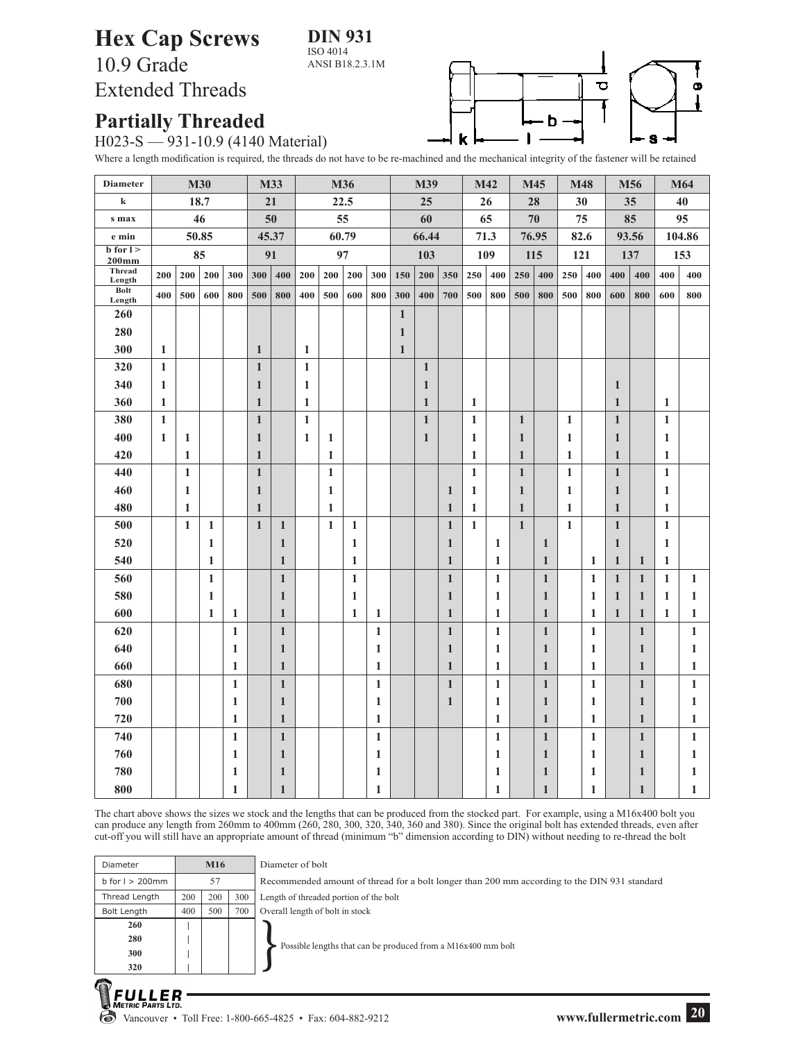# Hex Cap Screws

## DIN 931

ISO 4014
ANSI B18.2.3.1M

10.9 Grade
Extended Threads

## Partially Threaded

H023-S — 931-10.9 (4140 Material)

Where a length modification is required, the threads do not have to be re-machined and the mechanical integrity of the fastener will be retained

| Diameter | M30 | | | | M33 | | M36 | | | | M39 | | | M42 | | M45 | | M48 | | M56 | | M64 | |
|---|---|---|---|---|---|---|---|---|---|---|---|---|---|---|---|---|---|---|---|---|---|---|---|
| k | 18.7 | | | | 21 | | 22.5 | | | | 25 | | | 26 | | 28 | | 30 | | 35 | | 40 | |
| s max | 46 | | | | 50 | | 55 | | | | 60 | | | 65 | | 70 | | 75 | | 85 | | 95 | |
| e min | 50.85 | | | | 45.37 | | 60.79 | | | | 66.44 | | | 71.3 | | 76.95 | | 82.6 | | 93.56 | | 104.86 | |
| b for l > 200mm | 85 | | | | 91 | | 97 | | | | 103 | | | 109 | | 115 | | 121 | | 137 | | 153 | |
| Thread Length | 200 | 200 | 200 | 300 | 300 | 400 | 200 | 200 | 200 | 300 | 150 | 200 | 350 | 250 | 400 | 250 | 400 | 250 | 400 | 400 | 400 | 400 | 400 |
| Bolt Length | 400 | 500 | 600 | 800 | 500 | 800 | 400 | 500 | 600 | 800 | 300 | 400 | 700 | 500 | 800 | 500 | 800 | 500 | 800 | 600 | 800 | 600 | 800 |
| 260 | | | | | | | | | | | 1 | | | | | | | | | | | | |
| 280 | | | | | | | | | | | 1 | | | | | | | | | | | | |
| 300 | 1 | | | | 1 | | 1 | | | | 1 | | | | | | | | | | | | |
| 320 | 1 | | | | 1 | | 1 | | | | | 1 | | | | | | | | | | | |
| 340 | 1 | | | | 1 | | 1 | | | | | 1 | | | | | | | | 1 | | | |
| 360 | 1 | | | | 1 | | 1 | | | | | 1 | | 1 | | | | | | 1 | | 1 | |
| 380 | 1 | | | | 1 | | 1 | | | | | 1 | | 1 | | 1 | | 1 | | 1 | | 1 | |
| 400 | 1 | 1 | | | 1 | | 1 | 1 | | | | 1 | | 1 | | 1 | | 1 | | 1 | | 1 | |
| 420 | | 1 | | | 1 | | | 1 | | | | | | 1 | | 1 | | 1 | | 1 | | 1 | |
| 440 | | 1 | | | 1 | | | 1 | | | | | | 1 | | 1 | | 1 | | 1 | | 1 | |
| 460 | | 1 | | | 1 | | | 1 | | | | | 1 | 1 | | 1 | | 1 | | 1 | | 1 | |
| 480 | | 1 | | | 1 | | | 1 | | | | | 1 | 1 | | 1 | | 1 | | 1 | | 1 | |
| 500 | | 1 | 1 | | 1 | 1 | | 1 | 1 | | | | 1 | 1 | | 1 | | 1 | | 1 | | 1 | |
| 520 | | | 1 | | | 1 | | | 1 | | | | 1 | | 1 | | 1 | | | 1 | | 1 | |
| 540 | | | 1 | | | 1 | | | 1 | | | | 1 | | 1 | | 1 | | 1 | 1 | 1 | 1 | |
| 560 | | | 1 | | | 1 | | | 1 | | | | 1 | | 1 | | 1 | | 1 | 1 | 1 | 1 | 1 |
| 580 | | | 1 | | | 1 | | | 1 | | | | 1 | | 1 | | 1 | | 1 | 1 | 1 | 1 | 1 |
| 600 | | | 1 | 1 | | 1 | | | 1 | 1 | | | 1 | | 1 | | 1 | | 1 | 1 | 1 | 1 | 1 |
| 620 | | | | 1 | | 1 | | | | 1 | | | 1 | | 1 | | 1 | | 1 | | 1 | | 1 |
| 640 | | | | 1 | | 1 | | | | 1 | | | 1 | | 1 | | 1 | | 1 | | 1 | | 1 |
| 660 | | | | 1 | | 1 | | | | 1 | | | 1 | | 1 | | 1 | | 1 | | 1 | | 1 |
| 680 | | | | 1 | | 1 | | | | 1 | | | 1 | | 1 | | 1 | | 1 | | 1 | | 1 |
| 700 | | | | 1 | | 1 | | | | 1 | | | 1 | | 1 | | 1 | | 1 | | 1 | | 1 |
| 720 | | | | 1 | | 1 | | | | 1 | | | | | 1 | | 1 | | 1 | | 1 | | 1 |
| 740 | | | | 1 | | 1 | | | | 1 | | | | | 1 | | 1 | | 1 | | 1 | | 1 |
| 760 | | | | 1 | | 1 | | | | 1 | | | | | 1 | | 1 | | 1 | | 1 | | 1 |
| 780 | | | | 1 | | 1 | | | | 1 | | | | | 1 | | 1 | | 1 | | 1 | | 1 |
| 800 | | | | 1 | | 1 | | | | 1 | | | | | 1 | | 1 | | 1 | | 1 | | 1 |

The chart above shows the sizes we stock and the lengths that can be produced from the stocked part. For example, using a M16x400 bolt you can produce any length from 260mm to 400mm (260, 280, 300, 320, 340, 360 and 380). Since the original bolt has extended threads, even after cut-off you will still have an appropriate amount of thread (minimum "b" dimension according to DIN) without needing to re-thread the bolt

| Diameter | M16 | | | |
|---|---|---|---|---|
| b for l > 200mm | 57 | | | Recommended amount of thread for a bolt longer than 200 mm according to the DIN 931 standard |
| Thread Length | 200 | 200 | 300 | Length of threaded portion of the bolt |
| Bolt Length | 400 | 500 | 700 | Overall length of bolt in stock |
| 260 | \| | | | Possible lengths that can be produced from a M16x400 mm bolt |
| 280 | \| | | | |
| 300 | \| | | | |
| 320 | \| | | | |

Diameter of bolt

FULLER Metric Parts Ltd.
Vancouver • Toll Free: 1-800-665-4825 • Fax: 604-882-9212 www.fullermetric.com